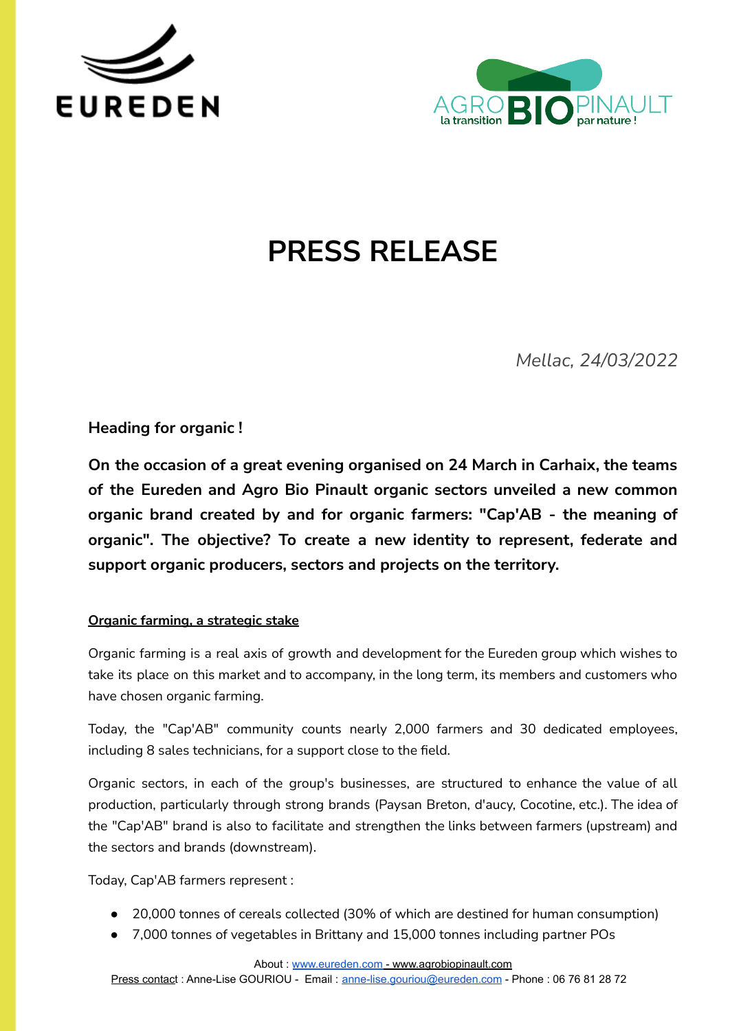# PRESS RELEASE

*Mellac, 24/03/2022*

**Heading for organic !**

**On the occasion of a great evening organised on 24 March in Carhaix, the teams of the Eureden and Agro Bio Pinault organic sectors unveiled a new common organic brand created by and for organic farmers: "Cap'AB - the meaning of organic". The objective? To create a new identity to represent, federate and support organic producers, sectors and projects on the territory.**

## Organic farming, a strategic stake

Organic farming is a real axis of growth and development for the Eureden group which wishes to take its place on this market and to accompany, in the long term, its members and customers who have chosen organic farming.

Today, the "Cap'AB" community counts nearly 2,000 farmers and 30 dedicated employees, including 8 sales technicians, for a support close to the field.

Organic sectors, in each of the group's businesses, are structured to enhance the value of all production, particularly through strong brands (Paysan Breton, d'aucy, Cocotine, etc.). The idea of the "Cap'AB" brand is also to facilitate and strengthen the links between farmers (upstream) and the sectors and brands (downstream).

Today, Cap'AB farmers represent :

- 20,000 tonnes of cereals collected (30% of which are destined for human consumption)
- 7,000 tonnes of vegetables in Brittany and 15,000 tonnes including partner POs

About : www.eureden.com - www.agrobiopinault.com
Press contact : Anne-Lise GOURIOU - Email : anne-lise.gouriou@eureden.com - Phone : 06 76 81 28 72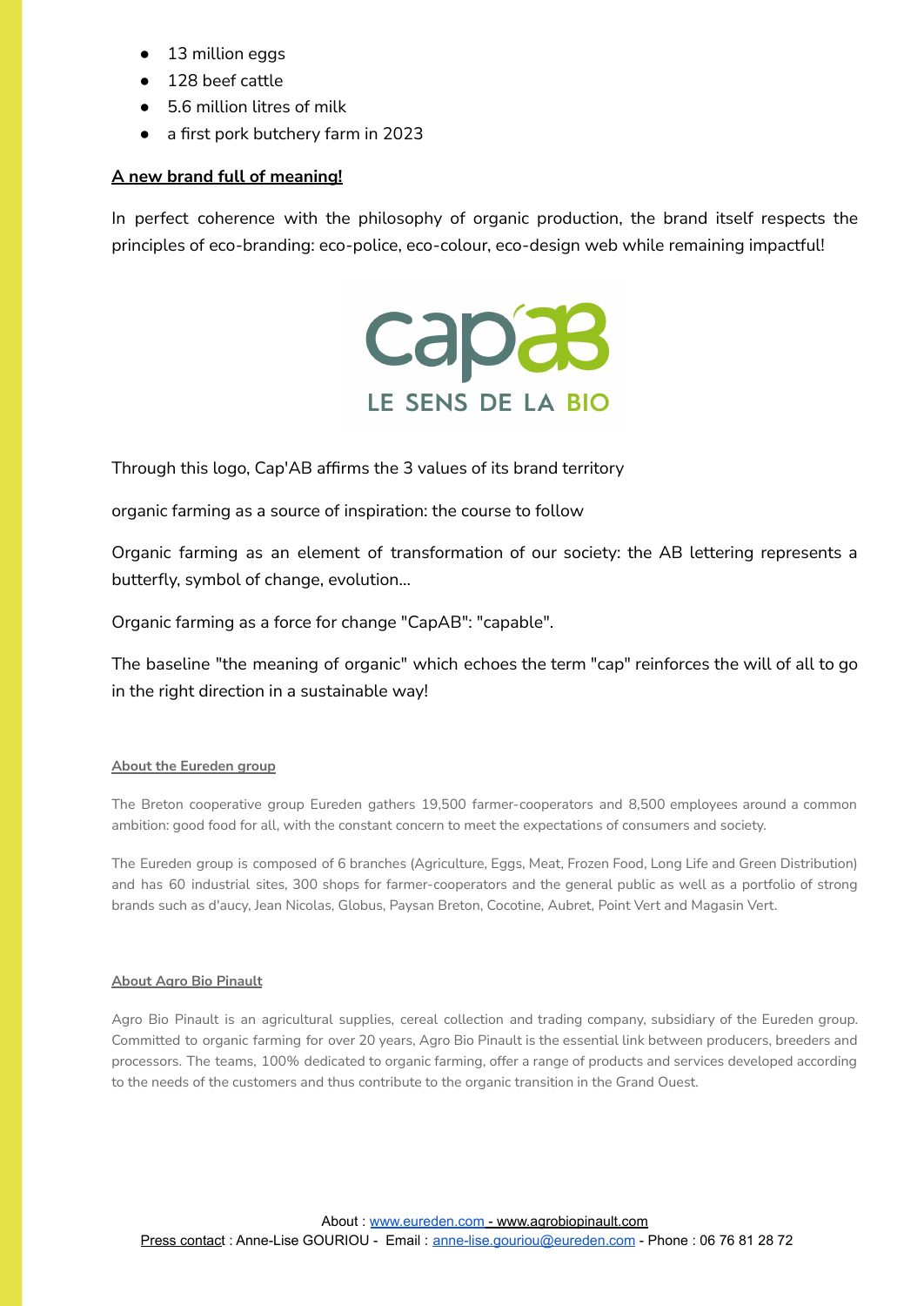- 13 million eggs
- 128 beef cattle
- 5.6 million litres of milk
- a first pork butchery farm in 2023

**A new brand full of meaning!**

In perfect coherence with the philosophy of organic production, the brand itself respects the principles of eco-branding: eco-police, eco-colour, eco-design web while remaining impactful!

Through this logo, Cap'AB affirms the 3 values of its brand territory

organic farming as a source of inspiration: the course to follow

Organic farming as an element of transformation of our society: the AB lettering represents a butterfly, symbol of change, evolution...

Organic farming as a force for change "CapAB": "capable".

The baseline "the meaning of organic" which echoes the term "cap" reinforces the will of all to go in the right direction in a sustainable way!

**About the Eureden group**

The Breton cooperative group Eureden gathers 19,500 farmer-cooperators and 8,500 employees around a common ambition: good food for all, with the constant concern to meet the expectations of consumers and society.

The Eureden group is composed of 6 branches (Agriculture, Eggs, Meat, Frozen Food, Long Life and Green Distribution) and has 60 industrial sites, 300 shops for farmer-cooperators and the general public as well as a portfolio of strong brands such as d'aucy, Jean Nicolas, Globus, Paysan Breton, Cocotine, Aubret, Point Vert and Magasin Vert.

**About Agro Bio Pinault**

Agro Bio Pinault is an agricultural supplies, cereal collection and trading company, subsidiary of the Eureden group. Committed to organic farming for over 20 years, Agro Bio Pinault is the essential link between producers, breeders and processors. The teams, 100% dedicated to organic farming, offer a range of products and services developed according to the needs of the customers and thus contribute to the organic transition in the Grand Ouest.

About : www.eureden.com - www.agrobiopinault.com
Press contact : Anne-Lise GOURIOU - Email : anne-lise.gouriou@eureden.com - Phone : 06 76 81 28 72